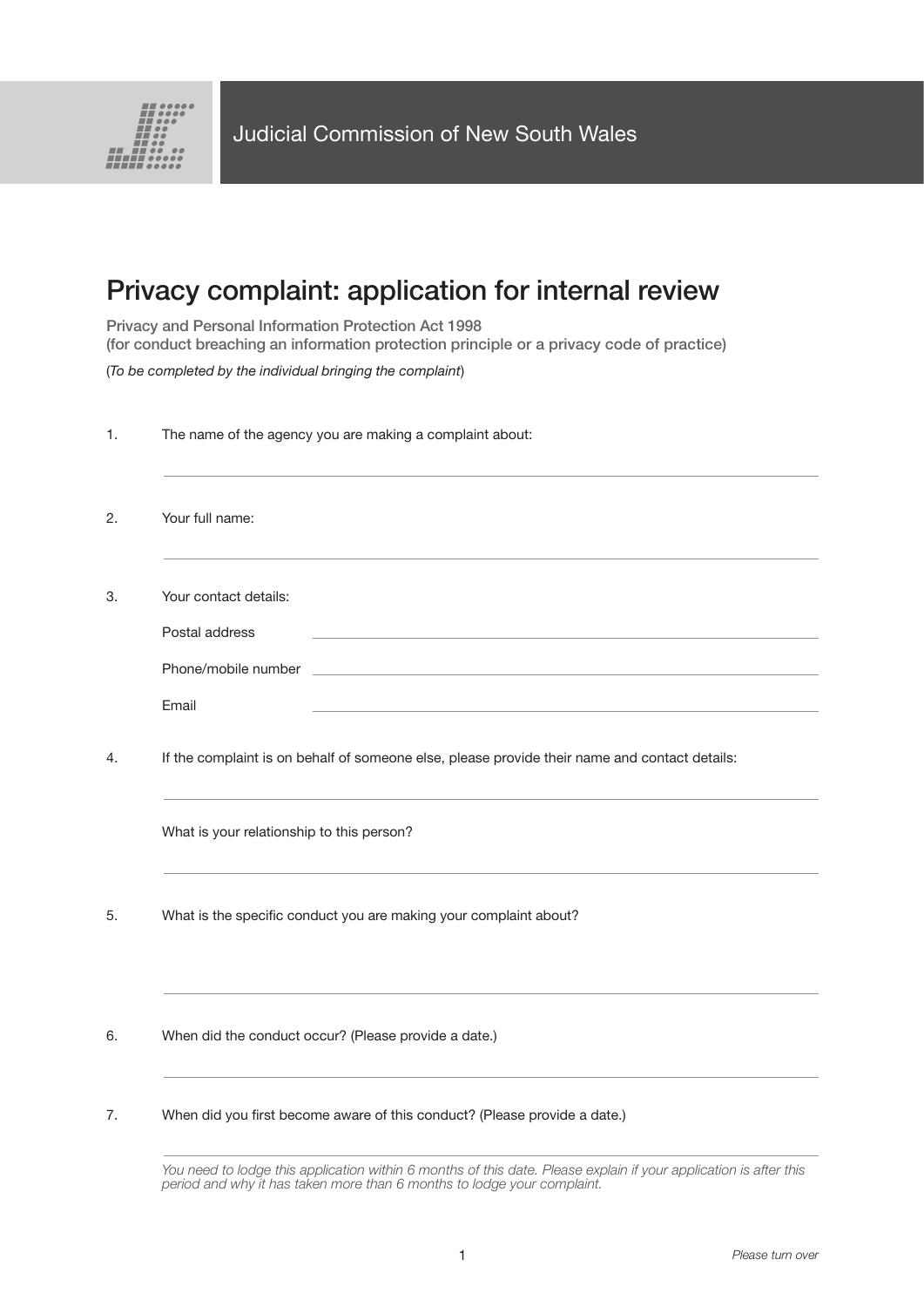Judicial Commission of New South Wales

# Privacy complaint: application for internal review

**Privacy and Personal Information Protection Act 1998**
**(for conduct breaching an information protection principle or a privacy code of practice)**

(*To be completed by the individual bringing the complaint*)

1. The name of the agency you are making a complaint about:

\_\_\_\_\_\_\_\_\_\_\_\_\_\_\_\_\_\_\_\_\_\_\_\_\_\_\_\_\_\_\_\_\_\_\_\_\_\_\_\_

2. Your full name:

\_\_\_\_\_\_\_\_\_\_\_\_\_\_\_\_\_\_\_\_\_\_\_\_\_\_\_\_\_\_\_\_\_\_\_\_\_\_\_\_

3. Your contact details:

   Postal address \_\_\_\_\_\_\_\_\_\_\_\_\_\_\_\_\_\_\_\_\_\_\_\_\_\_\_\_\_\_

   Phone/mobile number \_\_\_\_\_\_\_\_\_\_\_\_\_\_\_\_\_\_\_\_\_\_\_\_\_\_\_\_\_\_

   Email \_\_\_\_\_\_\_\_\_\_\_\_\_\_\_\_\_\_\_\_\_\_\_\_\_\_\_\_\_\_

4. If the complaint is on behalf of someone else, please provide their name and contact details:

\_\_\_\_\_\_\_\_\_\_\_\_\_\_\_\_\_\_\_\_\_\_\_\_\_\_\_\_\_\_\_\_\_\_\_\_\_\_\_\_

   What is your relationship to this person?

\_\_\_\_\_\_\_\_\_\_\_\_\_\_\_\_\_\_\_\_\_\_\_\_\_\_\_\_\_\_\_\_\_\_\_\_\_\_\_\_

5. What is the specific conduct you are making your complaint about?

\_\_\_\_\_\_\_\_\_\_\_\_\_\_\_\_\_\_\_\_\_\_\_\_\_\_\_\_\_\_\_\_\_\_\_\_\_\_\_\_

6. When did the conduct occur? (Please provide a date.)

\_\_\_\_\_\_\_\_\_\_\_\_\_\_\_\_\_\_\_\_\_\_\_\_\_\_\_\_\_\_\_\_\_\_\_\_\_\_\_\_

7. When did you first become aware of this conduct? (Please provide a date.)

\_\_\_\_\_\_\_\_\_\_\_\_\_\_\_\_\_\_\_\_\_\_\_\_\_\_\_\_\_\_\_\_\_\_\_\_\_\_\_\_

   *You need to lodge this application within 6 months of this date. Please explain if your application is after this period and why it has taken more than 6 months to lodge your complaint.*

*Please turn over*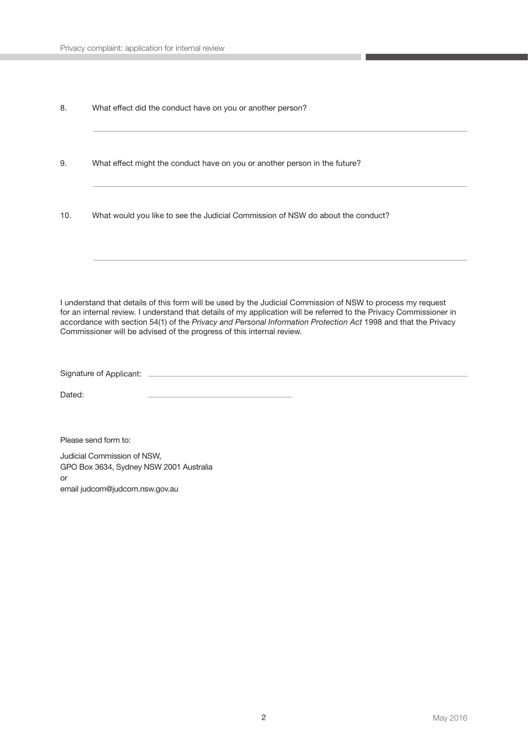8. What effect did the conduct have on you or another person?

9. What effect might the conduct have on you or another person in the future?

10. What would you like to see the Judicial Commission of NSW do about the conduct?

I understand that details of this form will be used by the Judicial Commission of NSW to process my request for an internal review. I understand that details of my application will be referred to the Privacy Commissioner in accordance with section 54(1) of the *Privacy and Personal Information Protection Act* 1998 and that the Privacy Commissioner will be advised of the progress of this internal review.

Signature of Applicant: \_\_\_\_\_\_\_\_\_\_\_\_\_\_\_\_\_\_\_\_

Dated: \_\_\_\_\_\_\_\_\_\_\_\_\_\_\_\_\_\_\_\_

Please send form to:

Judicial Commission of NSW,
GPO Box 3634, Sydney NSW 2001 Australia
or
email judcom@judcom.nsw.gov.au